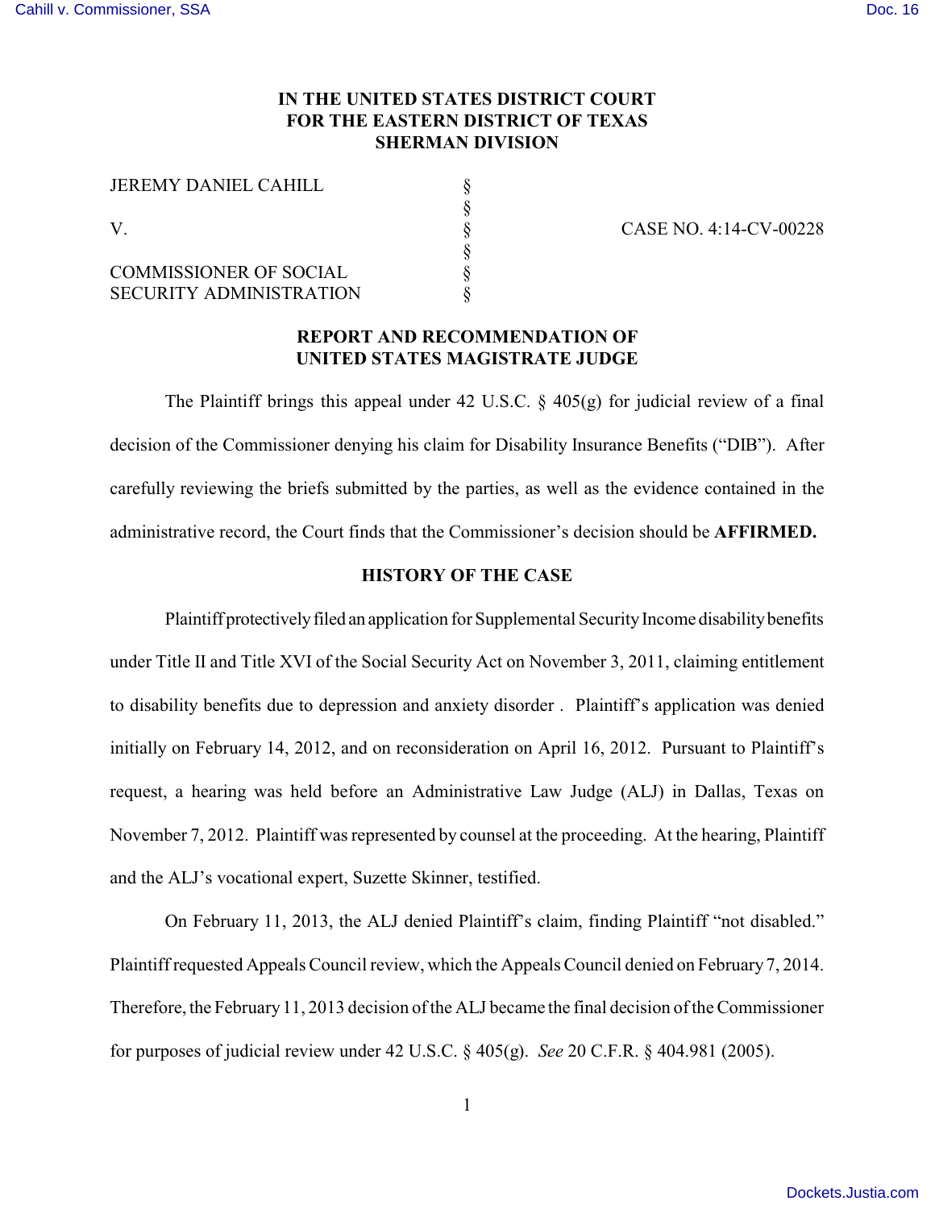# IN THE UNITED STATES DISTRICT COURT FOR THE EASTERN DISTRICT OF TEXAS SHERMAN DIVISION

| | | |
|---|---|---|
| JEREMY DANIEL CAHILL | § | |
| | § | |
| V. | § | CASE NO. 4:14-CV-00228 |
| | § | |
| COMMISSIONER OF SOCIAL SECURITY ADMINISTRATION | § | |
| | § | |

## REPORT AND RECOMMENDATION OF UNITED STATES MAGISTRATE JUDGE

The Plaintiff brings this appeal under 42 U.S.C. § 405(g) for judicial review of a final decision of the Commissioner denying his claim for Disability Insurance Benefits ("DIB"). After carefully reviewing the briefs submitted by the parties, as well as the evidence contained in the administrative record, the Court finds that the Commissioner's decision should be **AFFIRMED.**

## HISTORY OF THE CASE

Plaintiff protectively filed an application for Supplemental Security Income disability benefits under Title II and Title XVI of the Social Security Act on November 3, 2011, claiming entitlement to disability benefits due to depression and anxiety disorder . Plaintiff's application was denied initially on February 14, 2012, and on reconsideration on April 16, 2012. Pursuant to Plaintiff's request, a hearing was held before an Administrative Law Judge (ALJ) in Dallas, Texas on November 7, 2012. Plaintiff was represented by counsel at the proceeding. At the hearing, Plaintiff and the ALJ's vocational expert, Suzette Skinner, testified.

On February 11, 2013, the ALJ denied Plaintiff's claim, finding Plaintiff "not disabled." Plaintiff requested Appeals Council review, which the Appeals Council denied on February 7, 2014. Therefore, the February 11, 2013 decision of the ALJ became the final decision of the Commissioner for purposes of judicial review under 42 U.S.C. § 405(g). *See* 20 C.F.R. § 404.981 (2005).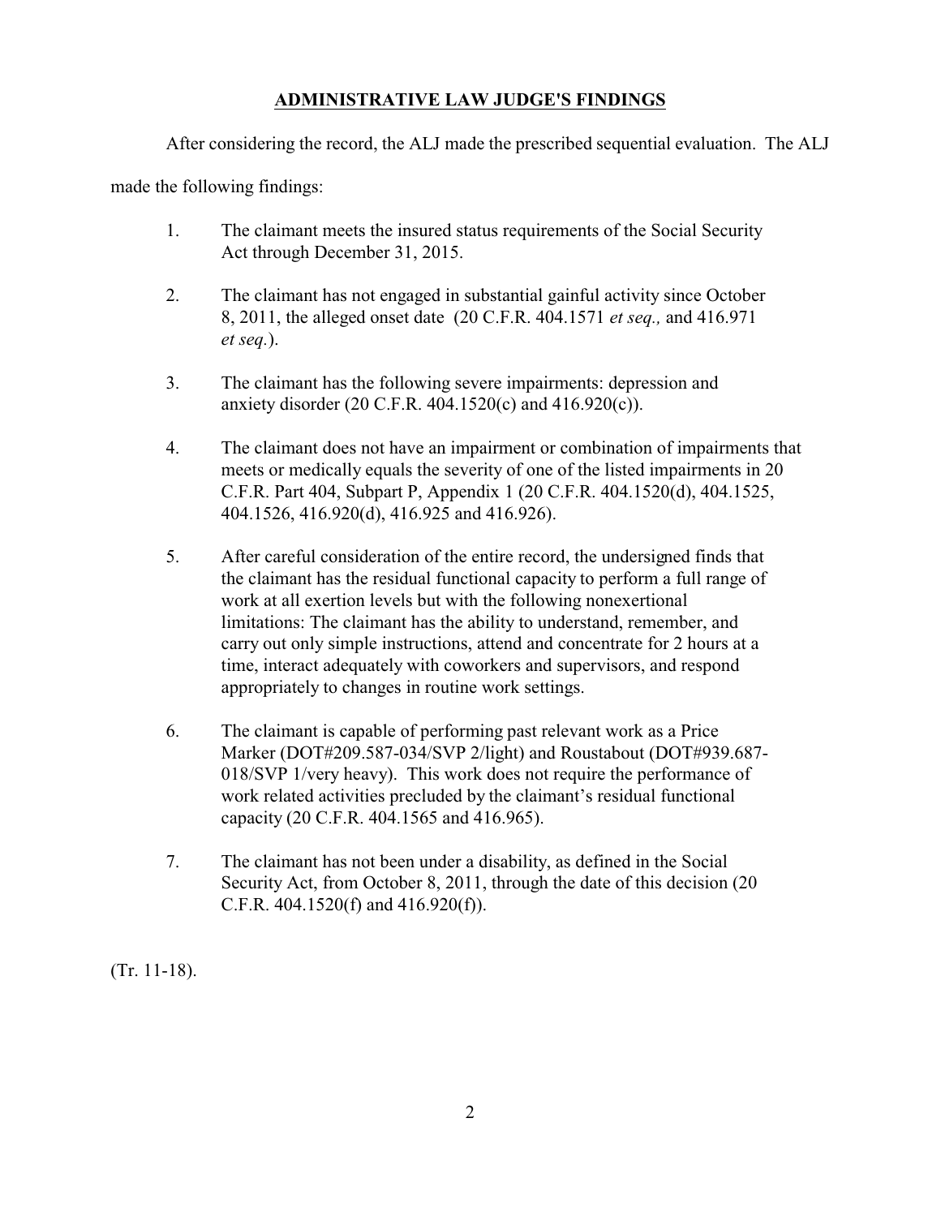## ADMINISTRATIVE LAW JUDGE'S FINDINGS

After considering the record, the ALJ made the prescribed sequential evaluation. The ALJ made the following findings:

1. The claimant meets the insured status requirements of the Social Security Act through December 31, 2015.

2. The claimant has not engaged in substantial gainful activity since October 8, 2011, the alleged onset date (20 C.F.R. 404.1571 *et seq.,* and 416.971 *et seq.*).

3. The claimant has the following severe impairments: depression and anxiety disorder (20 C.F.R. 404.1520(c) and 416.920(c)).

4. The claimant does not have an impairment or combination of impairments that meets or medically equals the severity of one of the listed impairments in 20 C.F.R. Part 404, Subpart P, Appendix 1 (20 C.F.R. 404.1520(d), 404.1525, 404.1526, 416.920(d), 416.925 and 416.926).

5. After careful consideration of the entire record, the undersigned finds that the claimant has the residual functional capacity to perform a full range of work at all exertion levels but with the following nonexertional limitations: The claimant has the ability to understand, remember, and carry out only simple instructions, attend and concentrate for 2 hours at a time, interact adequately with coworkers and supervisors, and respond appropriately to changes in routine work settings.

6. The claimant is capable of performing past relevant work as a Price Marker (DOT#209.587-034/SVP 2/light) and Roustabout (DOT#939.687-018/SVP 1/very heavy). This work does not require the performance of work related activities precluded by the claimant's residual functional capacity (20 C.F.R. 404.1565 and 416.965).

7. The claimant has not been under a disability, as defined in the Social Security Act, from October 8, 2011, through the date of this decision (20 C.F.R. 404.1520(f) and 416.920(f)).

(Tr. 11-18).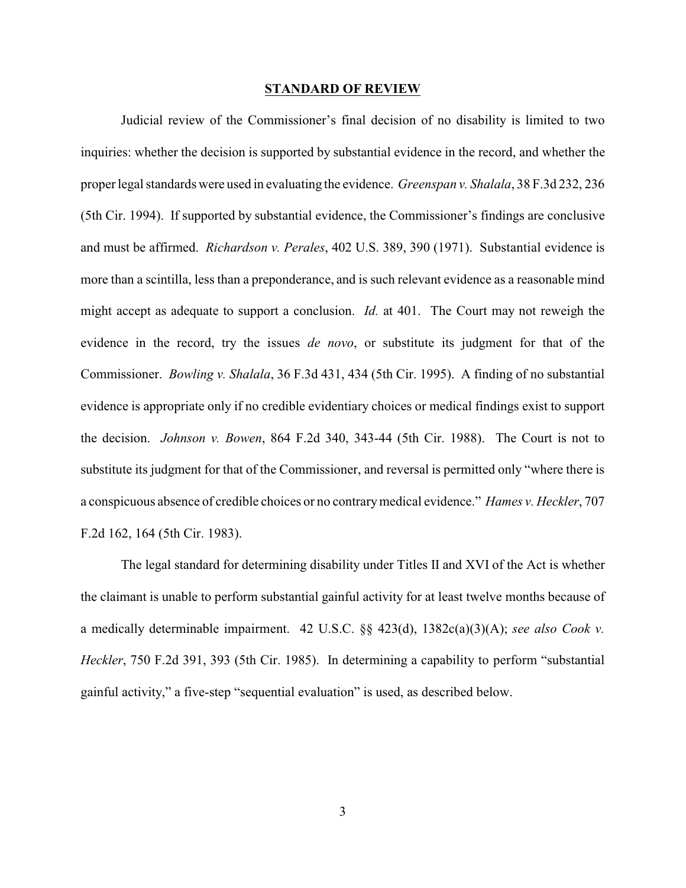## STANDARD OF REVIEW

Judicial review of the Commissioner's final decision of no disability is limited to two inquiries: whether the decision is supported by substantial evidence in the record, and whether the proper legal standards were used in evaluating the evidence. *Greenspan v. Shalala*, 38 F.3d 232, 236 (5th Cir. 1994). If supported by substantial evidence, the Commissioner's findings are conclusive and must be affirmed. *Richardson v. Perales*, 402 U.S. 389, 390 (1971). Substantial evidence is more than a scintilla, less than a preponderance, and is such relevant evidence as a reasonable mind might accept as adequate to support a conclusion. *Id.* at 401. The Court may not reweigh the evidence in the record, try the issues *de novo*, or substitute its judgment for that of the Commissioner. *Bowling v. Shalala*, 36 F.3d 431, 434 (5th Cir. 1995). A finding of no substantial evidence is appropriate only if no credible evidentiary choices or medical findings exist to support the decision. *Johnson v. Bowen*, 864 F.2d 340, 343-44 (5th Cir. 1988). The Court is not to substitute its judgment for that of the Commissioner, and reversal is permitted only "where there is a conspicuous absence of credible choices or no contrary medical evidence." *Hames v. Heckler*, 707 F.2d 162, 164 (5th Cir. 1983).

The legal standard for determining disability under Titles II and XVI of the Act is whether the claimant is unable to perform substantial gainful activity for at least twelve months because of a medically determinable impairment. 42 U.S.C. §§ 423(d), 1382c(a)(3)(A); *see also Cook v. Heckler*, 750 F.2d 391, 393 (5th Cir. 1985). In determining a capability to perform "substantial gainful activity," a five-step "sequential evaluation" is used, as described below.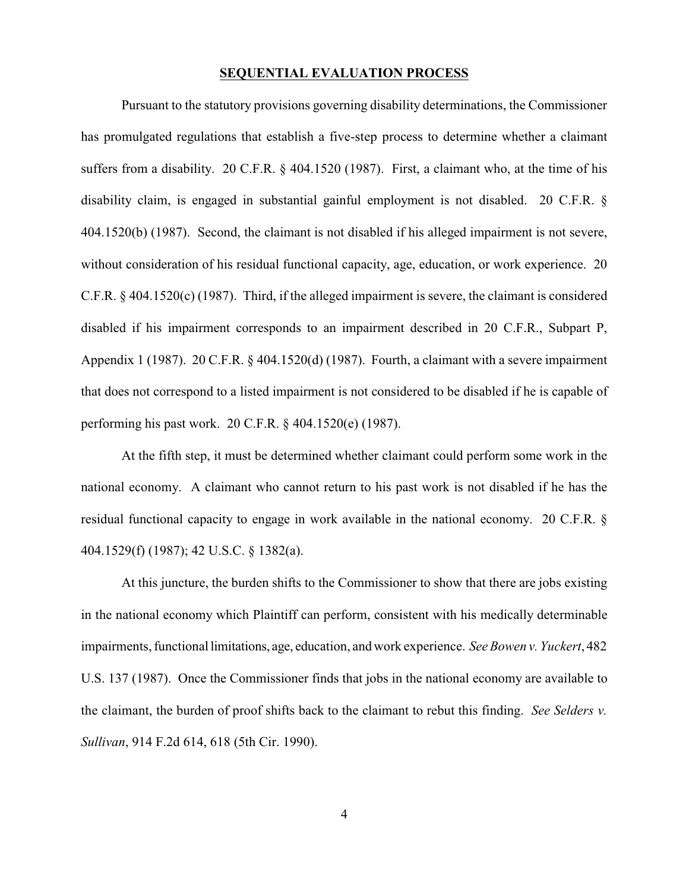## SEQUENTIAL EVALUATION PROCESS

Pursuant to the statutory provisions governing disability determinations, the Commissioner has promulgated regulations that establish a five-step process to determine whether a claimant suffers from a disability. 20 C.F.R. § 404.1520 (1987). First, a claimant who, at the time of his disability claim, is engaged in substantial gainful employment is not disabled. 20 C.F.R. § 404.1520(b) (1987). Second, the claimant is not disabled if his alleged impairment is not severe, without consideration of his residual functional capacity, age, education, or work experience. 20 C.F.R. § 404.1520(c) (1987). Third, if the alleged impairment is severe, the claimant is considered disabled if his impairment corresponds to an impairment described in 20 C.F.R., Subpart P, Appendix 1 (1987). 20 C.F.R. § 404.1520(d) (1987). Fourth, a claimant with a severe impairment that does not correspond to a listed impairment is not considered to be disabled if he is capable of performing his past work. 20 C.F.R. § 404.1520(e) (1987).

At the fifth step, it must be determined whether claimant could perform some work in the national economy. A claimant who cannot return to his past work is not disabled if he has the residual functional capacity to engage in work available in the national economy. 20 C.F.R. § 404.1529(f) (1987); 42 U.S.C. § 1382(a).

At this juncture, the burden shifts to the Commissioner to show that there are jobs existing in the national economy which Plaintiff can perform, consistent with his medically determinable impairments, functional limitations, age, education, and work experience. *See Bowen v. Yuckert*, 482 U.S. 137 (1987). Once the Commissioner finds that jobs in the national economy are available to the claimant, the burden of proof shifts back to the claimant to rebut this finding. *See Selders v. Sullivan*, 914 F.2d 614, 618 (5th Cir. 1990).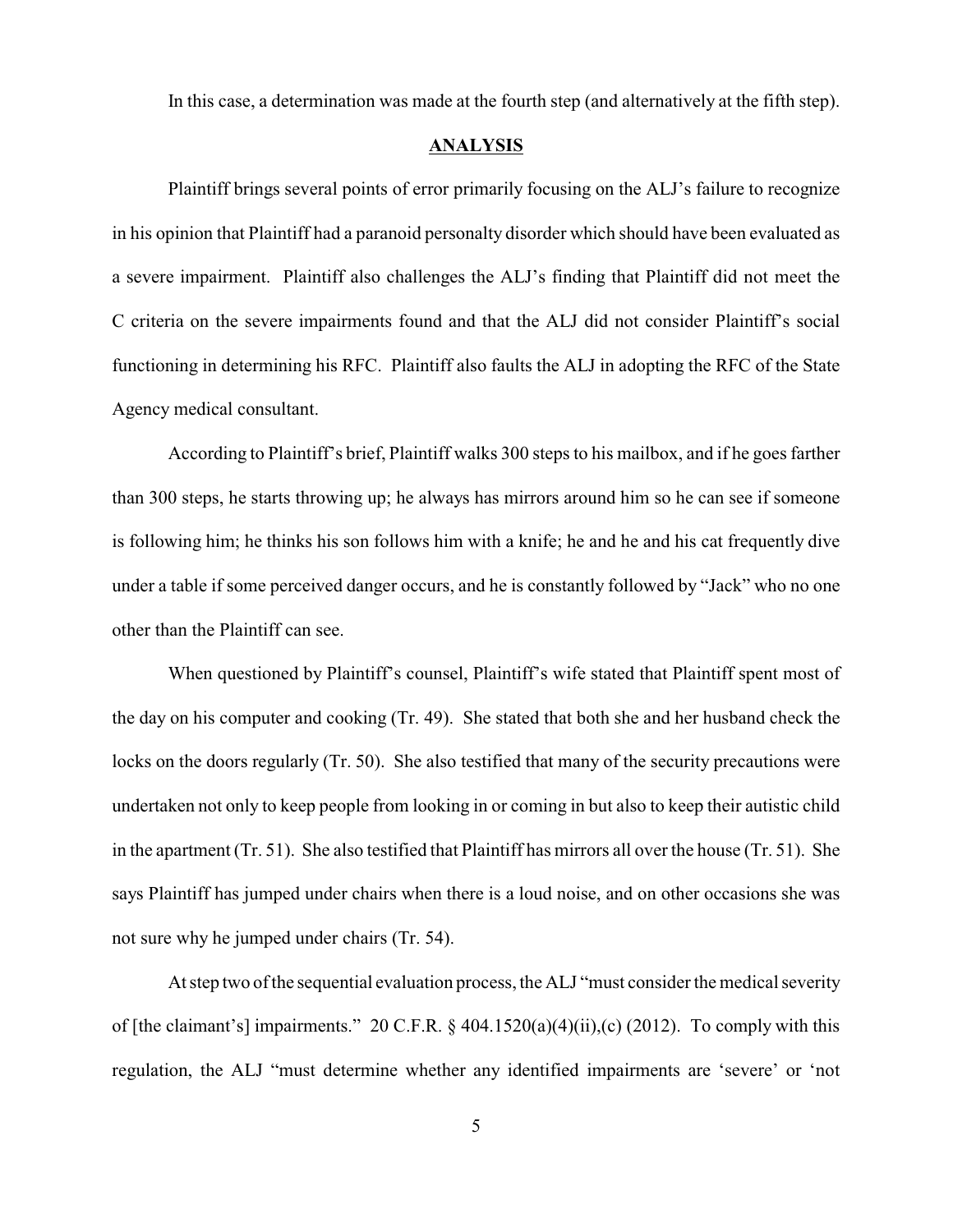In this case, a determination was made at the fourth step (and alternatively at the fifth step).

## ANALYSIS

Plaintiff brings several points of error primarily focusing on the ALJ's failure to recognize in his opinion that Plaintiff had a paranoid personalty disorder which should have been evaluated as a severe impairment. Plaintiff also challenges the ALJ's finding that Plaintiff did not meet the C criteria on the severe impairments found and that the ALJ did not consider Plaintiff's social functioning in determining his RFC. Plaintiff also faults the ALJ in adopting the RFC of the State Agency medical consultant.

According to Plaintiff's brief, Plaintiff walks 300 steps to his mailbox, and if he goes farther than 300 steps, he starts throwing up; he always has mirrors around him so he can see if someone is following him; he thinks his son follows him with a knife; he and he and his cat frequently dive under a table if some perceived danger occurs, and he is constantly followed by "Jack" who no one other than the Plaintiff can see.

When questioned by Plaintiff's counsel, Plaintiff's wife stated that Plaintiff spent most of the day on his computer and cooking (Tr. 49). She stated that both she and her husband check the locks on the doors regularly (Tr. 50). She also testified that many of the security precautions were undertaken not only to keep people from looking in or coming in but also to keep their autistic child in the apartment (Tr. 51). She also testified that Plaintiff has mirrors all over the house (Tr. 51). She says Plaintiff has jumped under chairs when there is a loud noise, and on other occasions she was not sure why he jumped under chairs (Tr. 54).

At step two of the sequential evaluation process, the ALJ "must consider the medical severity of [the claimant's] impairments." 20 C.F.R. § 404.1520(a)(4)(ii),(c) (2012). To comply with this regulation, the ALJ "must determine whether any identified impairments are 'severe' or 'not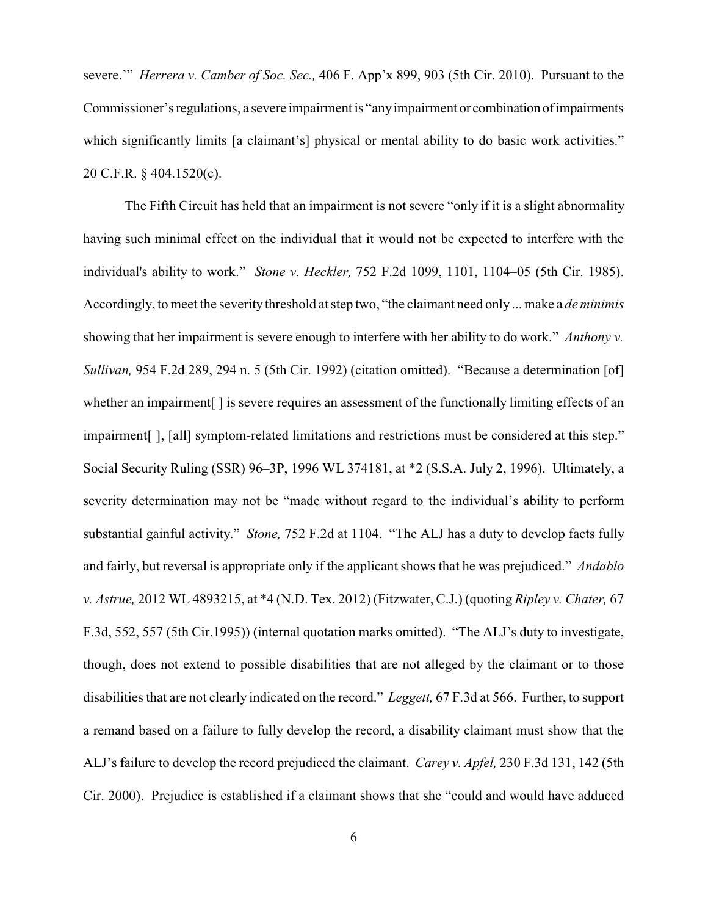severe.'" *Herrera v. Camber of Soc. Sec.,* 406 F. App'x 899, 903 (5th Cir. 2010). Pursuant to the Commissioner's regulations, a severe impairment is "any impairment or combination of impairments which significantly limits [a claimant's] physical or mental ability to do basic work activities." 20 C.F.R. § 404.1520(c).

The Fifth Circuit has held that an impairment is not severe "only if it is a slight abnormality having such minimal effect on the individual that it would not be expected to interfere with the individual's ability to work." *Stone v. Heckler,* 752 F.2d 1099, 1101, 1104–05 (5th Cir. 1985). Accordingly, to meet the severity threshold at step two, "the claimant need only ... make a *de minimis* showing that her impairment is severe enough to interfere with her ability to do work." *Anthony v. Sullivan,* 954 F.2d 289, 294 n. 5 (5th Cir. 1992) (citation omitted). "Because a determination [of] whether an impairment[ ] is severe requires an assessment of the functionally limiting effects of an impairment[ ], [all] symptom-related limitations and restrictions must be considered at this step." Social Security Ruling (SSR) 96–3P, 1996 WL 374181, at *2 (S.S.A. July 2, 1996). Ultimately, a severity determination may not be "made without regard to the individual's ability to perform substantial gainful activity." *Stone,* 752 F.2d at 1104. "The ALJ has a duty to develop facts fully and fairly, but reversal is appropriate only if the applicant shows that he was prejudiced." *Andablo v. Astrue,* 2012 WL 4893215, at *4 (N.D. Tex. 2012) (Fitzwater, C.J.) (quoting *Ripley v. Chater,* 67 F.3d, 552, 557 (5th Cir.1995)) (internal quotation marks omitted). "The ALJ's duty to investigate, though, does not extend to possible disabilities that are not alleged by the claimant or to those disabilities that are not clearly indicated on the record." *Leggett,* 67 F.3d at 566. Further, to support a remand based on a failure to fully develop the record, a disability claimant must show that the ALJ's failure to develop the record prejudiced the claimant. *Carey v. Apfel,* 230 F.3d 131, 142 (5th Cir. 2000). Prejudice is established if a claimant shows that she "could and would have adduced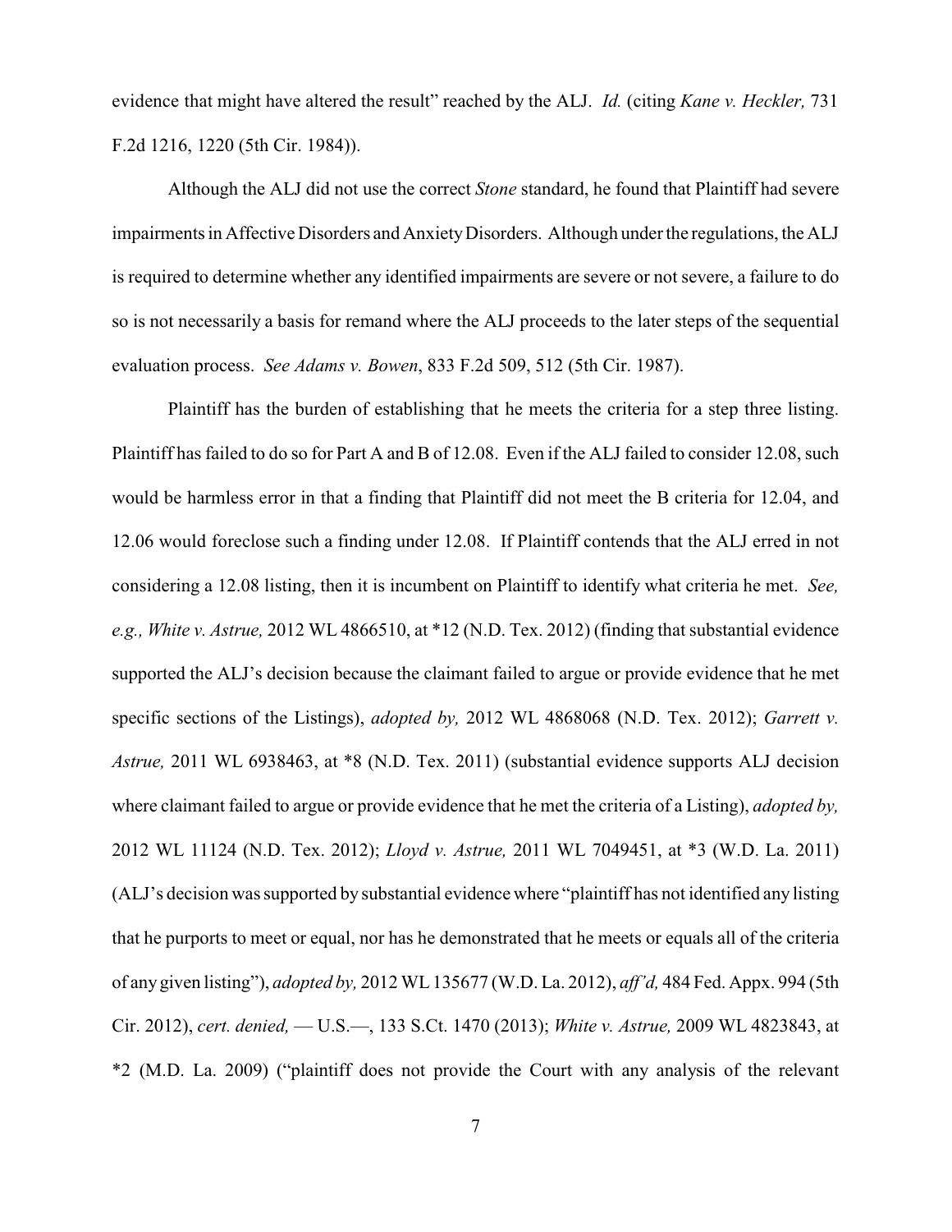evidence that might have altered the result" reached by the ALJ. *Id.* (citing *Kane v. Heckler,* 731 F.2d 1216, 1220 (5th Cir. 1984)).

Although the ALJ did not use the correct *Stone* standard, he found that Plaintiff had severe impairments in Affective Disorders and Anxiety Disorders. Although under the regulations, the ALJ is required to determine whether any identified impairments are severe or not severe, a failure to do so is not necessarily a basis for remand where the ALJ proceeds to the later steps of the sequential evaluation process. *See Adams v. Bowen*, 833 F.2d 509, 512 (5th Cir. 1987).

Plaintiff has the burden of establishing that he meets the criteria for a step three listing. Plaintiff has failed to do so for Part A and B of 12.08. Even if the ALJ failed to consider 12.08, such would be harmless error in that a finding that Plaintiff did not meet the B criteria for 12.04, and 12.06 would foreclose such a finding under 12.08. If Plaintiff contends that the ALJ erred in not considering a 12.08 listing, then it is incumbent on Plaintiff to identify what criteria he met. *See, e.g., White v. Astrue,* 2012 WL 4866510, at *12 (N.D. Tex. 2012) (finding that substantial evidence supported the ALJ's decision because the claimant failed to argue or provide evidence that he met specific sections of the Listings), *adopted by,* 2012 WL 4868068 (N.D. Tex. 2012); *Garrett v. Astrue,* 2011 WL 6938463, at *8 (N.D. Tex. 2011) (substantial evidence supports ALJ decision where claimant failed to argue or provide evidence that he met the criteria of a Listing), *adopted by,* 2012 WL 11124 (N.D. Tex. 2012); *Lloyd v. Astrue,* 2011 WL 7049451, at *3 (W.D. La. 2011) (ALJ's decision was supported by substantial evidence where "plaintiff has not identified any listing that he purports to meet or equal, nor has he demonstrated that he meets or equals all of the criteria of any given listing"), *adopted by,* 2012 WL 135677 (W.D. La. 2012), *aff'd,* 484 Fed. Appx. 994 (5th Cir. 2012), *cert. denied,* — U.S.—, 133 S.Ct. 1470 (2013); *White v. Astrue,* 2009 WL 4823843, at *2 (M.D. La. 2009) ("plaintiff does not provide the Court with any analysis of the relevant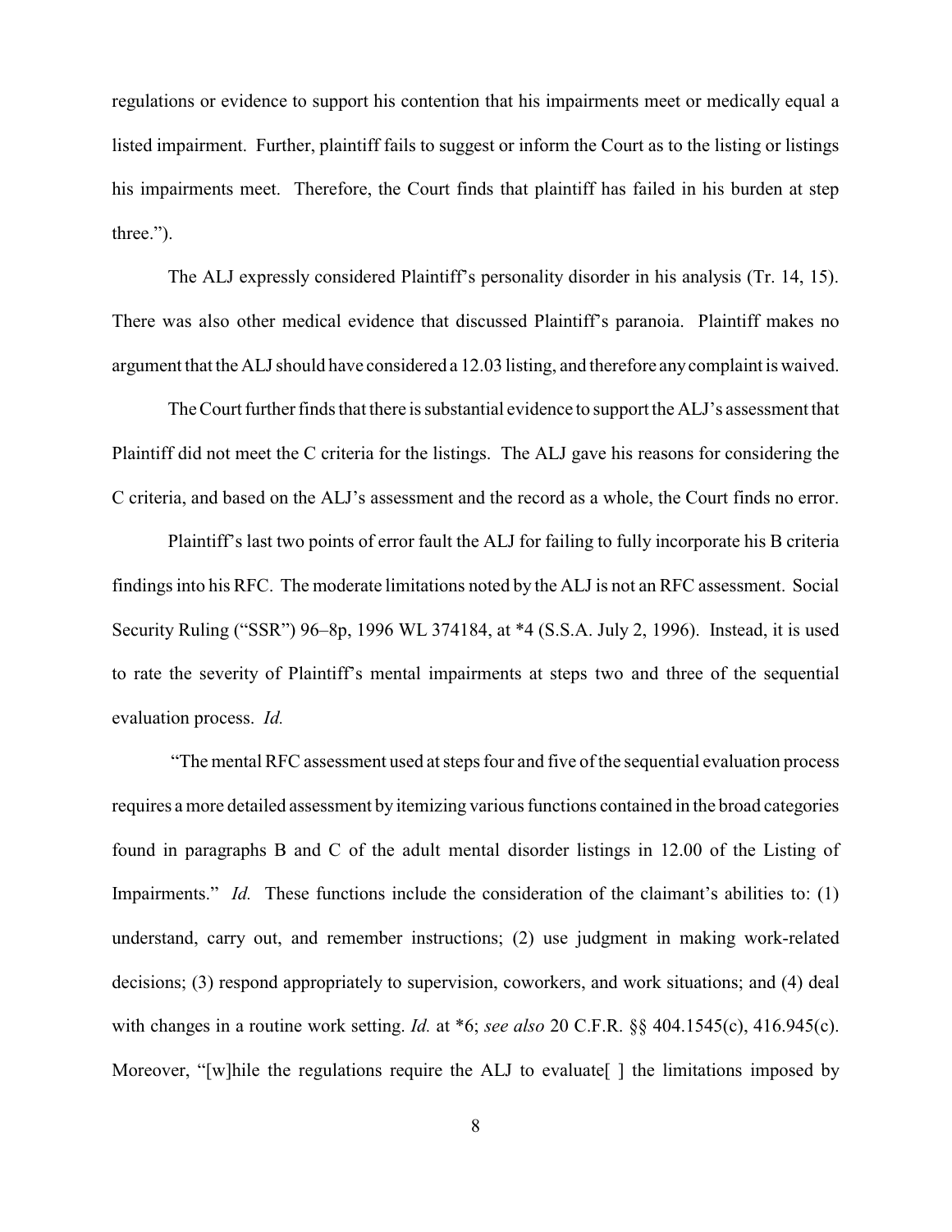regulations or evidence to support his contention that his impairments meet or medically equal a listed impairment. Further, plaintiff fails to suggest or inform the Court as to the listing or listings his impairments meet. Therefore, the Court finds that plaintiff has failed in his burden at step three.").

The ALJ expressly considered Plaintiff's personality disorder in his analysis (Tr. 14, 15). There was also other medical evidence that discussed Plaintiff's paranoia. Plaintiff makes no argument that the ALJ should have considered a 12.03 listing, and therefore any complaint is waived.

The Court further finds that there is substantial evidence to support the ALJ's assessment that Plaintiff did not meet the C criteria for the listings. The ALJ gave his reasons for considering the C criteria, and based on the ALJ's assessment and the record as a whole, the Court finds no error.

Plaintiff's last two points of error fault the ALJ for failing to fully incorporate his B criteria findings into his RFC. The moderate limitations noted by the ALJ is not an RFC assessment. Social Security Ruling ("SSR") 96–8p, 1996 WL 374184, at *4 (S.S.A. July 2, 1996). Instead, it is used to rate the severity of Plaintiff's mental impairments at steps two and three of the sequential evaluation process. *Id.*

"The mental RFC assessment used at steps four and five of the sequential evaluation process requires a more detailed assessment by itemizing various functions contained in the broad categories found in paragraphs B and C of the adult mental disorder listings in 12.00 of the Listing of Impairments." *Id.* These functions include the consideration of the claimant's abilities to: (1) understand, carry out, and remember instructions; (2) use judgment in making work-related decisions; (3) respond appropriately to supervision, coworkers, and work situations; and (4) deal with changes in a routine work setting. *Id.* at *6; *see also* 20 C.F.R. §§ 404.1545(c), 416.945(c). Moreover, "[w]hile the regulations require the ALJ to evaluate[ ] the limitations imposed by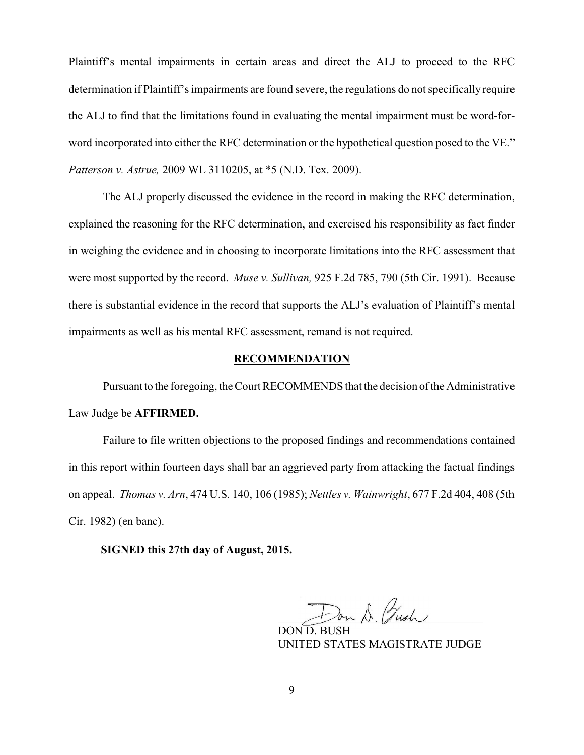Plaintiff's mental impairments in certain areas and direct the ALJ to proceed to the RFC determination if Plaintiff's impairments are found severe, the regulations do not specifically require the ALJ to find that the limitations found in evaluating the mental impairment must be word-for-word incorporated into either the RFC determination or the hypothetical question posed to the VE." *Patterson v. Astrue,* 2009 WL 3110205, at *5 (N.D. Tex. 2009).

The ALJ properly discussed the evidence in the record in making the RFC determination, explained the reasoning for the RFC determination, and exercised his responsibility as fact finder in weighing the evidence and in choosing to incorporate limitations into the RFC assessment that were most supported by the record. *Muse v. Sullivan,* 925 F.2d 785, 790 (5th Cir. 1991). Because there is substantial evidence in the record that supports the ALJ's evaluation of Plaintiff's mental impairments as well as his mental RFC assessment, remand is not required.

## RECOMMENDATION

Pursuant to the foregoing, the Court RECOMMENDS that the decision of the Administrative Law Judge be **AFFIRMED.**

Failure to file written objections to the proposed findings and recommendations contained in this report within fourteen days shall bar an aggrieved party from attacking the factual findings on appeal. *Thomas v. Arn*, 474 U.S. 140, 106 (1985); *Nettles v. Wainwright*, 677 F.2d 404, 408 (5th Cir. 1982) (en banc).

**SIGNED this 27th day of August, 2015.**

DON D. BUSH
UNITED STATES MAGISTRATE JUDGE